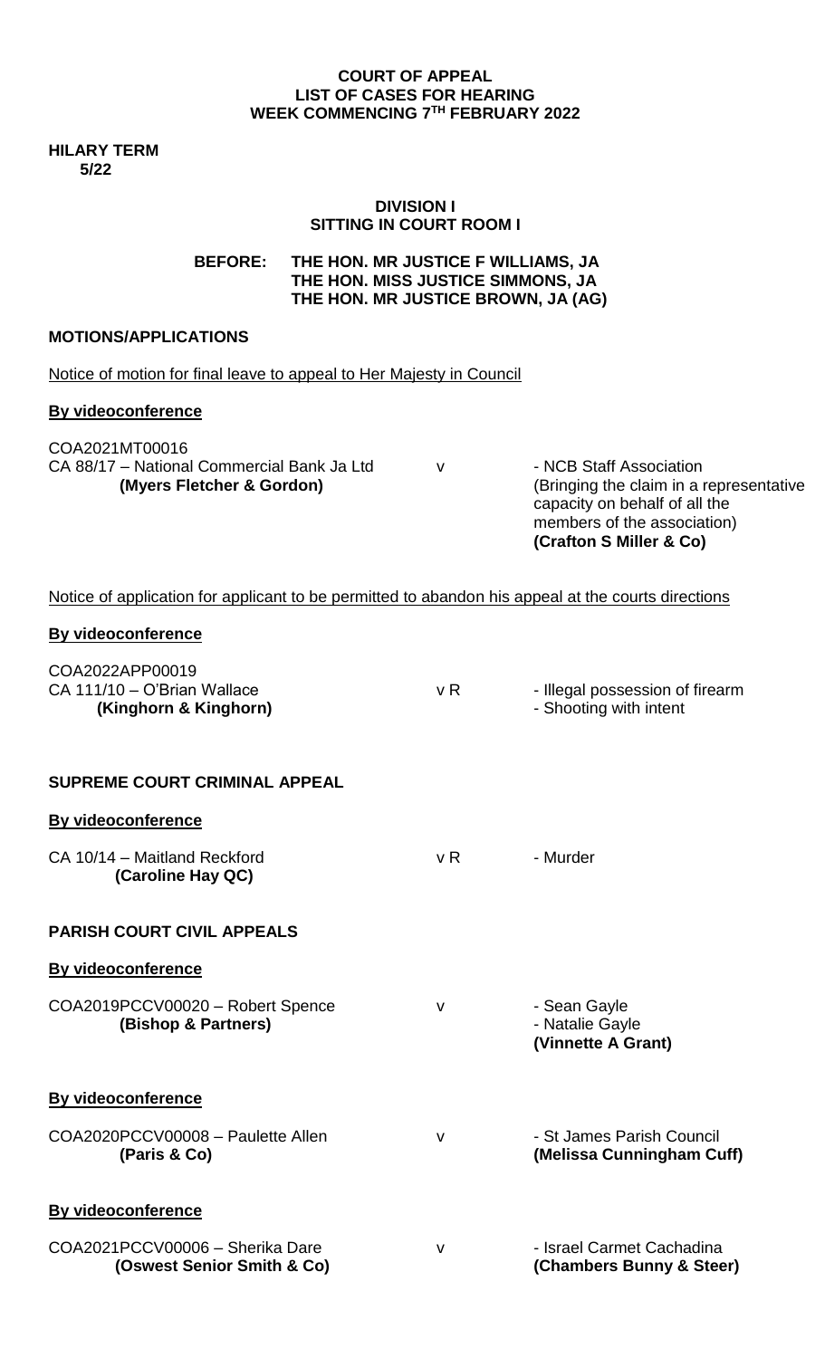**COURT OF APPEAL**
**LIST OF CASES FOR HEARING**
**WEEK COMMENCING 7TH FEBRUARY 2022**

**HILARY TERM**
**5/22**

**DIVISION I**
**SITTING IN COURT ROOM I**

**BEFORE: THE HON. MR JUSTICE F WILLIAMS, JA**
**THE HON. MISS JUSTICE SIMMONS, JA**
**THE HON. MR JUSTICE BROWN, JA (AG)**

**MOTIONS/APPLICATIONS**

Notice of motion for final leave to appeal to Her Majesty in Council

**By videoconference**

COA2021MT00016
CA 88/17 – National Commercial Bank Ja Ltd **(Myers Fletcher & Gordon)** v - NCB Staff Association (Bringing the claim in a representative capacity on behalf of all the members of the association) **(Crafton S Miller & Co)**

Notice of application for applicant to be permitted to abandon his appeal at the courts directions

**By videoconference**

COA2022APP00019
CA 111/10 – O'Brian Wallace **(Kinghorn & Kinghorn)** v R - Illegal possession of firearm - Shooting with intent

**SUPREME COURT CRIMINAL APPEAL**

**By videoconference**

CA 10/14 – Maitland Reckford **(Caroline Hay QC)** v R - Murder

**PARISH COURT CIVIL APPEALS**

**By videoconference**

COA2019PCCV00020 – Robert Spence **(Bishop & Partners)** v - Sean Gayle - Natalie Gayle **(Vinnette A Grant)**

**By videoconference**

COA2020PCCV00008 – Paulette Allen **(Paris & Co)** v - St James Parish Council **(Melissa Cunningham Cuff)**

**By videoconference**

COA2021PCCV00006 – Sherika Dare **(Oswest Senior Smith & Co)** v - Israel Carmet Cachadina **(Chambers Bunny & Steer)**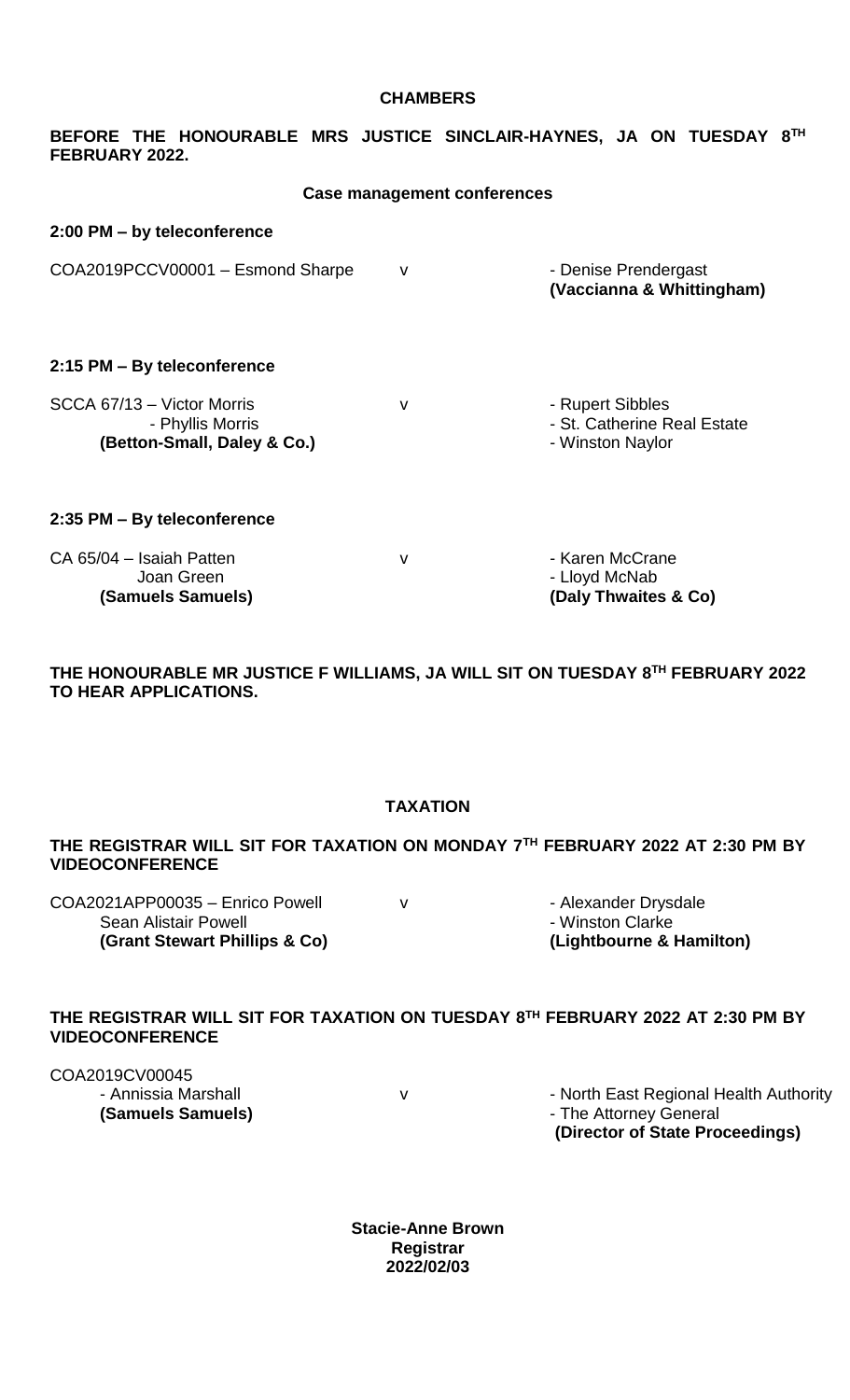## CHAMBERS

**BEFORE THE HONOURABLE MRS JUSTICE SINCLAIR-HAYNES, JA ON TUESDAY 8TH FEBRUARY 2022.**

**Case management conferences**

**2:00 PM – by teleconference**

| | | |
|---|---|---|
| COA2019PCCV00001 – Esmond Sharpe | v | - Denise Prendergast<br>**(Vaccianna & Whittingham)** |

**2:15 PM – By teleconference**

| | | |
|---|---|---|
| SCCA 67/13 – Victor Morris<br>- Phyllis Morris<br>**(Betton-Small, Daley & Co.)** | v | - Rupert Sibbles<br>- St. Catherine Real Estate<br>- Winston Naylor |

**2:35 PM – By teleconference**

| | | |
|---|---|---|
| CA 65/04 – Isaiah Patten<br>Joan Green<br>**(Samuels Samuels)** | v | - Karen McCrane<br>- Lloyd McNab<br>**(Daly Thwaites & Co)** |

**THE HONOURABLE MR JUSTICE F WILLIAMS, JA WILL SIT ON TUESDAY 8TH FEBRUARY 2022 TO HEAR APPLICATIONS.**

## TAXATION

**THE REGISTRAR WILL SIT FOR TAXATION ON MONDAY 7TH FEBRUARY 2022 AT 2:30 PM BY VIDEOCONFERENCE**

| | | |
|---|---|---|
| COA2021APP00035 – Enrico Powell<br>Sean Alistair Powell<br>**(Grant Stewart Phillips & Co)** | v | - Alexander Drysdale<br>- Winston Clarke<br>**(Lightbourne & Hamilton)** |

**THE REGISTRAR WILL SIT FOR TAXATION ON TUESDAY 8TH FEBRUARY 2022 AT 2:30 PM BY VIDEOCONFERENCE**

COA2019CV00045

| | | |
|---|---|---|
| - Annissia Marshall<br>**(Samuels Samuels)** | v | - North East Regional Health Authority<br>- The Attorney General<br>**(Director of State Proceedings)** |

**Stacie-Anne Brown**
**Registrar**
**2022/02/03**